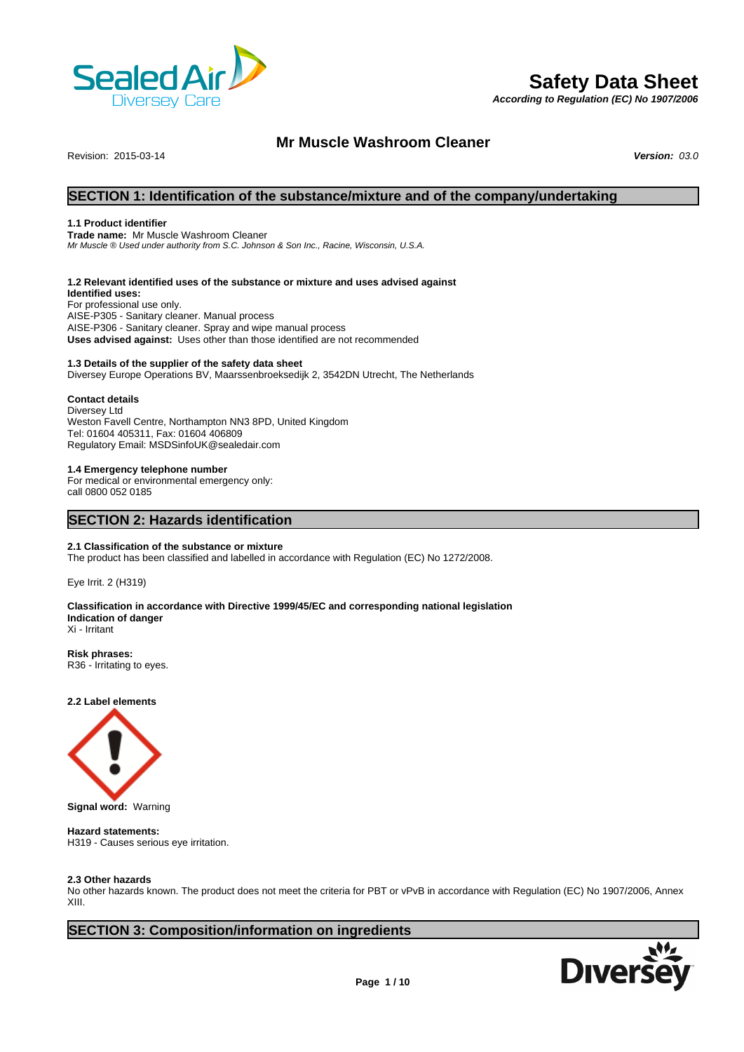# Safety Data Sheet

***According to Regulation (EC) No 1907/2006***

## Mr Muscle Washroom Cleaner

Revision: 2015-03-14

***Version:*** *03.0*

## SECTION 1: Identification of the substance/mixture and of the company/undertaking

### 1.1 Product identifier

**Trade name:** Mr Muscle Washroom Cleaner

*Mr Muscle ® Used under authority from S.C. Johnson & Son Inc., Racine, Wisconsin, U.S.A.*

### 1.2 Relevant identified uses of the substance or mixture and uses advised against

**Identified uses:**

For professional use only.

AISE-P305 - Sanitary cleaner. Manual process

AISE-P306 - Sanitary cleaner. Spray and wipe manual process

**Uses advised against:** Uses other than those identified are not recommended

### 1.3 Details of the supplier of the safety data sheet

Diversey Europe Operations BV, Maarssenbroeksedijk 2, 3542DN Utrecht, The Netherlands

**Contact details**

Diversey Ltd

Weston Favell Centre, Northampton NN3 8PD, United Kingdom

Tel: 01604 405311, Fax: 01604 406809

Regulatory Email: MSDSinfoUK@sealedair.com

### 1.4 Emergency telephone number

For medical or environmental emergency only:

call 0800 052 0185

## SECTION 2: Hazards identification

### 2.1 Classification of the substance or mixture

The product has been classified and labelled in accordance with Regulation (EC) No 1272/2008.

Eye Irrit. 2 (H319)

**Classification in accordance with Directive 1999/45/EC and corresponding national legislation**

**Indication of danger**

Xi - Irritant

**Risk phrases:**

R36 - Irritating to eyes.

### 2.2 Label elements

**Signal word:** Warning

**Hazard statements:**

H319 - Causes serious eye irritation.

### 2.3 Other hazards

No other hazards known. The product does not meet the criteria for PBT or vPvB in accordance with Regulation (EC) No 1907/2006, Annex XIII.

## SECTION 3: Composition/information on ingredients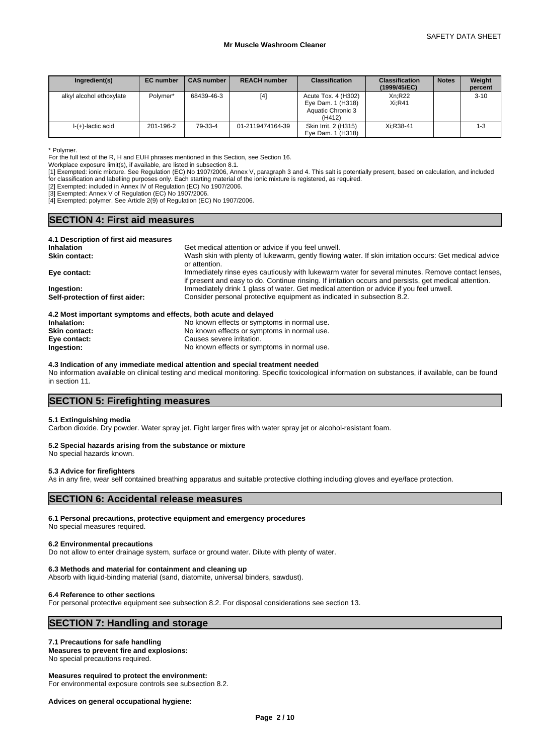| Ingredient(s) | EC number | CAS number | REACH number | Classification | Classification (1999/45/EC) | Notes | Weight percent |
|---|---|---|---|---|---|---|---|
| alkyl alcohol ethoxylate | Polymer* | 68439-46-3 | [4] | Acute Tox. 4 (H302) Eye Dam. 1 (H318) Aquatic Chronic 3 (H412) | Xn;R22 Xi;R41 | | 3-10 |
| l-(+)-lactic acid | 201-196-2 | 79-33-4 | 01-2119474164-39 | Skin Irrit. 2 (H315) Eye Dam. 1 (H318) | Xi;R38-41 | | 1-3 |

\* Polymer.

For the full text of the R, H and EUH phrases mentioned in this Section, see Section 16.

Workplace exposure limit(s), if available, are listed in subsection 8.1.

[1] Exempted: ionic mixture. See Regulation (EC) No 1907/2006, Annex V, paragraph 3 and 4. This salt is potentially present, based on calculation, and included for classification and labelling purposes only. Each starting material of the ionic mixture is registered, as required.

[2] Exempted: included in Annex IV of Regulation (EC) No 1907/2006.

[3] Exempted: Annex V of Regulation (EC) No 1907/2006.

[4] Exempted: polymer. See Article 2(9) of Regulation (EC) No 1907/2006.

## SECTION 4: First aid measures

### 4.1 Description of first aid measures

**Inhalation** Get medical attention or advice if you feel unwell.

**Skin contact:** Wash skin with plenty of lukewarm, gently flowing water. If skin irritation occurs: Get medical advice or attention.

**Eye contact:** Immediately rinse eyes cautiously with lukewarm water for several minutes. Remove contact lenses, if present and easy to do. Continue rinsing. If irritation occurs and persists, get medical attention.

**Ingestion:** Immediately drink 1 glass of water. Get medical attention or advice if you feel unwell.

**Self-protection of first aider:** Consider personal protective equipment as indicated in subsection 8.2.

### 4.2 Most important symptoms and effects, both acute and delayed

**Inhalation:** No known effects or symptoms in normal use.

**Skin contact:** No known effects or symptoms in normal use.

**Eye contact:** Causes severe irritation.

**Ingestion:** No known effects or symptoms in normal use.

### 4.3 Indication of any immediate medical attention and special treatment needed

No information available on clinical testing and medical monitoring. Specific toxicological information on substances, if available, can be found in section 11.

## SECTION 5: Firefighting measures

### 5.1 Extinguishing media

Carbon dioxide. Dry powder. Water spray jet. Fight larger fires with water spray jet or alcohol-resistant foam.

### 5.2 Special hazards arising from the substance or mixture

No special hazards known.

### 5.3 Advice for firefighters

As in any fire, wear self contained breathing apparatus and suitable protective clothing including gloves and eye/face protection.

## SECTION 6: Accidental release measures

### 6.1 Personal precautions, protective equipment and emergency procedures

No special measures required.

### 6.2 Environmental precautions

Do not allow to enter drainage system, surface or ground water. Dilute with plenty of water.

### 6.3 Methods and material for containment and cleaning up

Absorb with liquid-binding material (sand, diatomite, universal binders, sawdust).

### 6.4 Reference to other sections

For personal protective equipment see subsection 8.2. For disposal considerations see section 13.

## SECTION 7: Handling and storage

### 7.1 Precautions for safe handling

**Measures to prevent fire and explosions:**
No special precautions required.

**Measures required to protect the environment:**
For environmental exposure controls see subsection 8.2.

**Advices on general occupational hygiene:**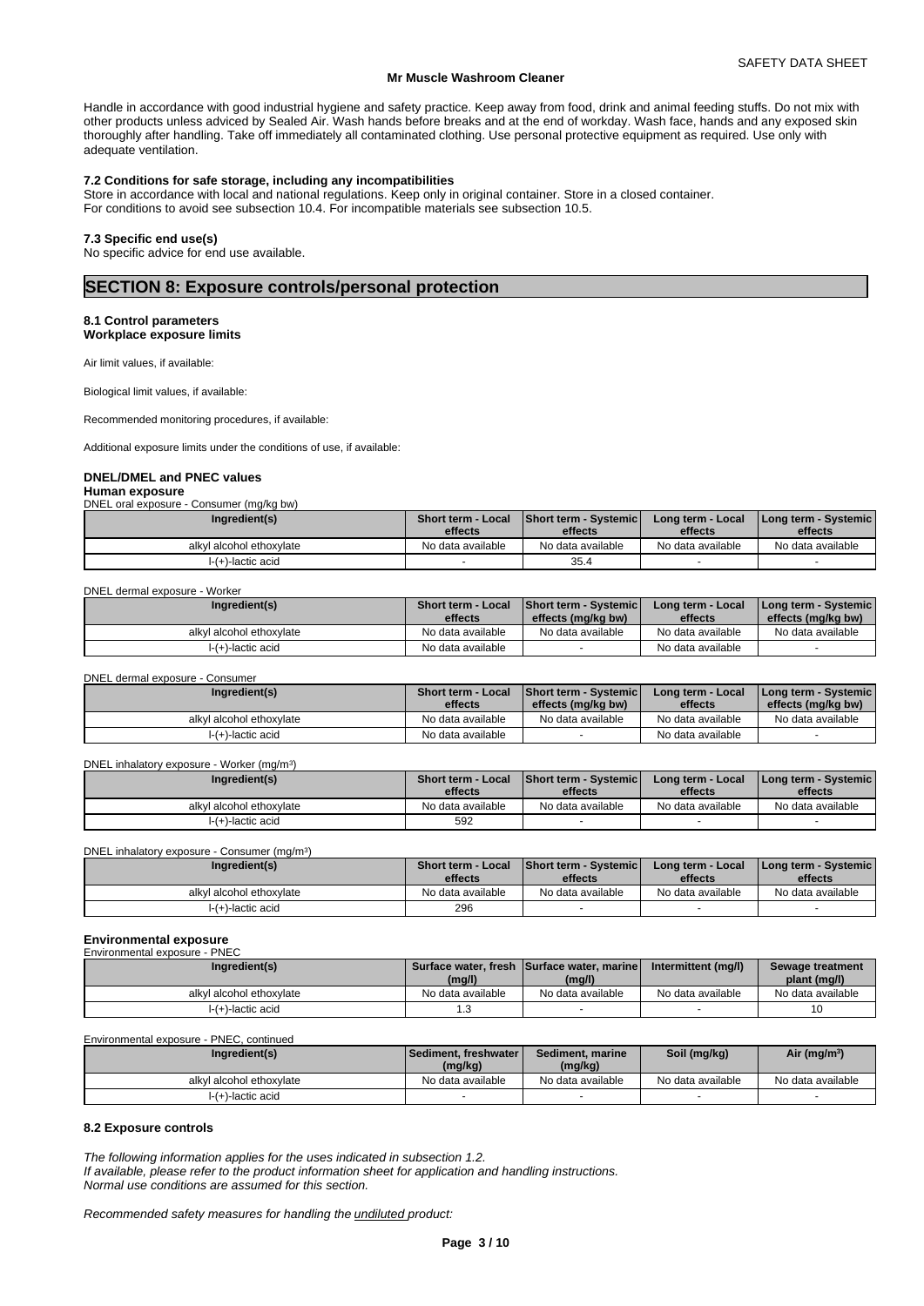Handle in accordance with good industrial hygiene and safety practice. Keep away from food, drink and animal feeding stuffs. Do not mix with other products unless adviced by Sealed Air. Wash hands before breaks and at the end of workday. Wash face, hands and any exposed skin thoroughly after handling. Take off immediately all contaminated clothing. Use personal protective equipment as required. Use only with adequate ventilation.

**7.2 Conditions for safe storage, including any incompatibilities**

Store in accordance with local and national regulations. Keep only in original container. Store in a closed container.
For conditions to avoid see subsection 10.4. For incompatible materials see subsection 10.5.

**7.3 Specific end use(s)**

No specific advice for end use available.

# SECTION 8: Exposure controls/personal protection

**8.1 Control parameters**
**Workplace exposure limits**

Air limit values, if available:

Biological limit values, if available:

Recommended monitoring procedures, if available:

Additional exposure limits under the conditions of use, if available:

**DNEL/DMEL and PNEC values**

**Human exposure**

DNEL oral exposure - Consumer (mg/kg bw)

| Ingredient(s) | Short term - Local effects | Short term - Systemic effects | Long term - Local effects | Long term - Systemic effects |
|---|---|---|---|---|
| alkyl alcohol ethoxylate | No data available | No data available | No data available | No data available |
| l-(+)-lactic acid | - | 35.4 | - | - |

DNEL dermal exposure - Worker

| Ingredient(s) | Short term - Local effects | Short term - Systemic effects (mg/kg bw) | Long term - Local effects | Long term - Systemic effects (mg/kg bw) |
|---|---|---|---|---|
| alkyl alcohol ethoxylate | No data available | No data available | No data available | No data available |
| l-(+)-lactic acid | No data available | - | No data available | - |

DNEL dermal exposure - Consumer

| Ingredient(s) | Short term - Local effects | Short term - Systemic effects (mg/kg bw) | Long term - Local effects | Long term - Systemic effects (mg/kg bw) |
|---|---|---|---|---|
| alkyl alcohol ethoxylate | No data available | No data available | No data available | No data available |
| l-(+)-lactic acid | No data available | - | No data available | - |

DNEL inhalatory exposure - Worker (mg/m³)

| Ingredient(s) | Short term - Local effects | Short term - Systemic effects | Long term - Local effects | Long term - Systemic effects |
|---|---|---|---|---|
| alkyl alcohol ethoxylate | No data available | No data available | No data available | No data available |
| l-(+)-lactic acid | 592 | - | - | - |

DNEL inhalatory exposure - Consumer (mg/m³)

| Ingredient(s) | Short term - Local effects | Short term - Systemic effects | Long term - Local effects | Long term - Systemic effects |
|---|---|---|---|---|
| alkyl alcohol ethoxylate | No data available | No data available | No data available | No data available |
| l-(+)-lactic acid | 296 | - | - | - |

**Environmental exposure**

Environmental exposure - PNEC

| Ingredient(s) | Surface water, fresh (mg/l) | Surface water, marine (mg/l) | Intermittent (mg/l) | Sewage treatment plant (mg/l) |
|---|---|---|---|---|
| alkyl alcohol ethoxylate | No data available | No data available | No data available | No data available |
| l-(+)-lactic acid | 1.3 | - | - | 10 |

Environmental exposure - PNEC, continued

| Ingredient(s) | Sediment, freshwater (mg/kg) | Sediment, marine (mg/kg) | Soil (mg/kg) | Air (mg/m³) |
|---|---|---|---|---|
| alkyl alcohol ethoxylate | No data available | No data available | No data available | No data available |
| l-(+)-lactic acid | - | - | - | - |

**8.2 Exposure controls**

*The following information applies for the uses indicated in subsection 1.2.*
*If available, please refer to the product information sheet for application and handling instructions.*
*Normal use conditions are assumed for this section.*

*Recommended safety measures for handling the undiluted product:*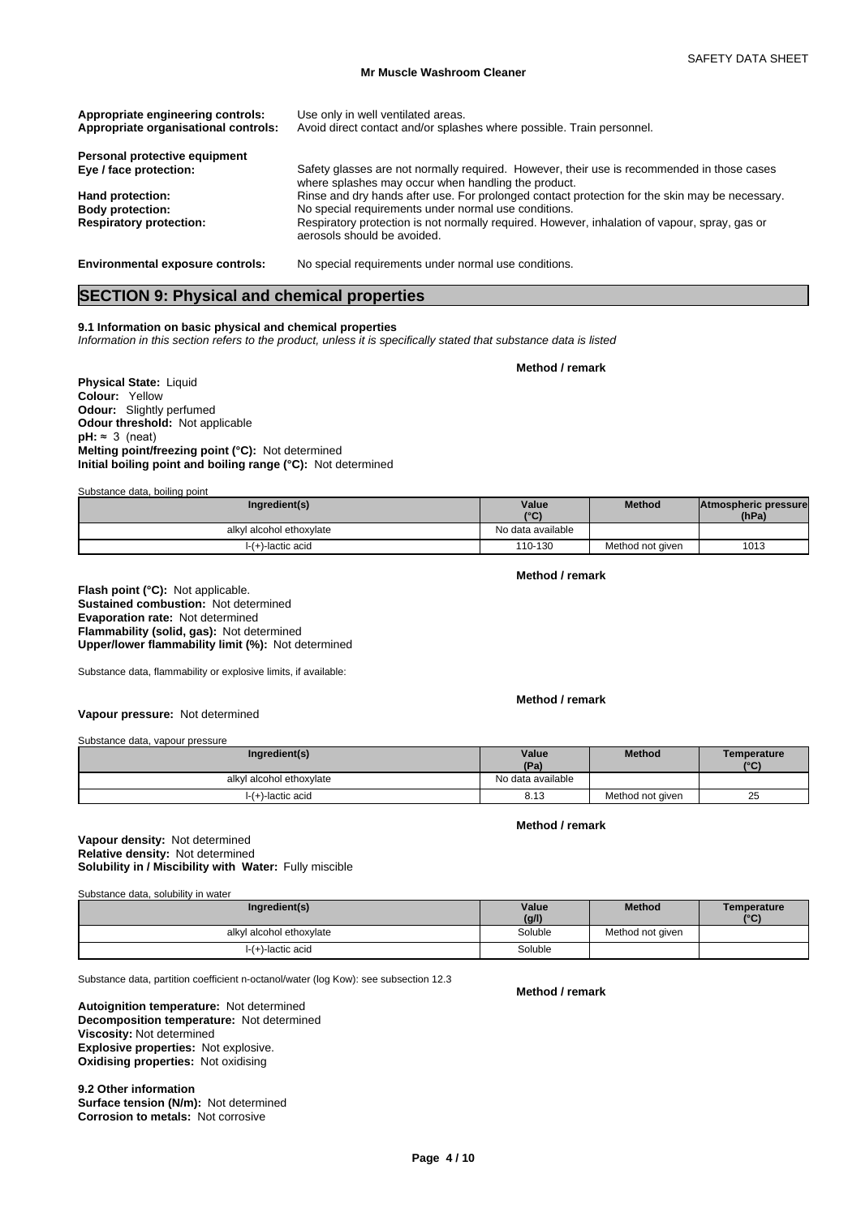**Appropriate engineering controls:** Use only in well ventilated areas.
**Appropriate organisational controls:** Avoid direct contact and/or splashes where possible. Train personnel.

**Personal protective equipment**
**Eye / face protection:** Safety glasses are not normally required. However, their use is recommended in those cases where splashes may occur when handling the product.
**Hand protection:** Rinse and dry hands after use. For prolonged contact protection for the skin may be necessary.
**Body protection:** No special requirements under normal use conditions.
**Respiratory protection:** Respiratory protection is not normally required. However, inhalation of vapour, spray, gas or aerosols should be avoided.

**Environmental exposure controls:** No special requirements under normal use conditions.

## SECTION 9: Physical and chemical properties

**9.1 Information on basic physical and chemical properties**
*Information in this section refers to the product, unless it is specifically stated that substance data is listed*

**Method / remark**

**Physical State:** Liquid
**Colour:** Yellow
**Odour:** Slightly perfumed
**Odour threshold:** Not applicable
**pH:** ≈ 3 (neat)
**Melting point/freezing point (°C):** Not determined
**Initial boiling point and boiling range (°C):** Not determined

Substance data, boiling point

| Ingredient(s) | Value (°C) | Method | Atmospheric pressure (hPa) |
|---|---|---|---|
| alkyl alcohol ethoxylate | No data available | | |
| l-(+)-lactic acid | 110-130 | Method not given | 1013 |

**Method / remark**

**Flash point (°C):** Not applicable.
**Sustained combustion:** Not determined
**Evaporation rate:** Not determined
**Flammability (solid, gas):** Not determined
**Upper/lower flammability limit (%):** Not determined

Substance data, flammability or explosive limits, if available:

**Method / remark**

**Vapour pressure:** Not determined

Substance data, vapour pressure

| Ingredient(s) | Value (Pa) | Method | Temperature (°C) |
|---|---|---|---|
| alkyl alcohol ethoxylate | No data available | | |
| l-(+)-lactic acid | 8.13 | Method not given | 25 |

**Method / remark**

**Vapour density:** Not determined
**Relative density:** Not determined
**Solubility in / Miscibility with Water:** Fully miscible

Substance data, solubility in water

| Ingredient(s) | Value (g/l) | Method | Temperature (°C) |
|---|---|---|---|
| alkyl alcohol ethoxylate | Soluble | Method not given | |
| l-(+)-lactic acid | Soluble | | |

Substance data, partition coefficient n-octanol/water (log Kow): see subsection 12.3

**Method / remark**

**Autoignition temperature:** Not determined
**Decomposition temperature:** Not determined
**Viscosity:** Not determined
**Explosive properties:** Not explosive.
**Oxidising properties:** Not oxidising

**9.2 Other information**
**Surface tension (N/m):** Not determined
**Corrosion to metals:** Not corrosive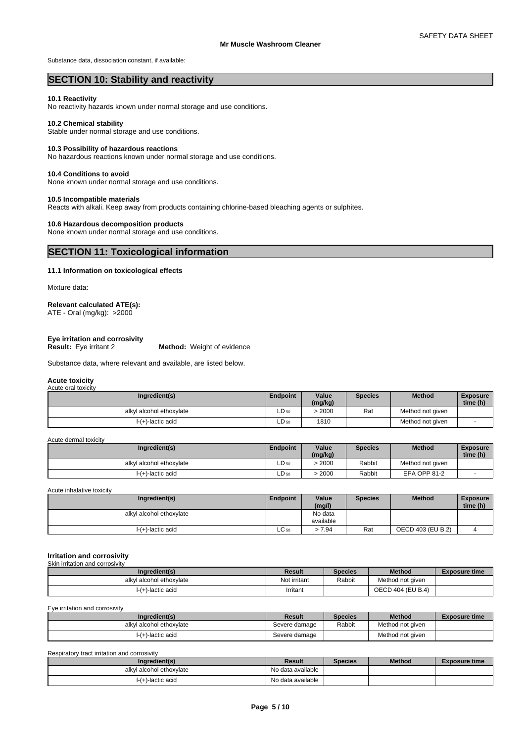Substance data, dissociation constant, if available:

## SECTION 10: Stability and reactivity

**10.1 Reactivity**
No reactivity hazards known under normal storage and use conditions.

**10.2 Chemical stability**
Stable under normal storage and use conditions.

**10.3 Possibility of hazardous reactions**
No hazardous reactions known under normal storage and use conditions.

**10.4 Conditions to avoid**
None known under normal storage and use conditions.

**10.5 Incompatible materials**
Reacts with alkali. Keep away from products containing chlorine-based bleaching agents or sulphites.

**10.6 Hazardous decomposition products**
None known under normal storage and use conditions.

## SECTION 11: Toxicological information

**11.1 Information on toxicological effects**

Mixture data:

**Relevant calculated ATE(s):**
ATE - Oral (mg/kg): >2000

**Eye irritation and corrosivity**
**Result:** Eye irritant 2 **Method:** Weight of evidence

Substance data, where relevant and available, are listed below.

**Acute toxicity**
Acute oral toxicity

| Ingredient(s) | Endpoint | Value (mg/kg) | Species | Method | Exposure time (h) |
|---|---|---|---|---|---|
| alkyl alcohol ethoxylate | $LD_{50}$ | > 2000 | Rat | Method not given | |
| l-(+)-lactic acid | $LD_{50}$ | 1810 | | Method not given | - |

Acute dermal toxicity

| Ingredient(s) | Endpoint | Value (mg/kg) | Species | Method | Exposure time (h) |
|---|---|---|---|---|---|
| alkyl alcohol ethoxylate | $LD_{50}$ | > 2000 | Rabbit | Method not given | |
| l-(+)-lactic acid | $LD_{50}$ | > 2000 | Rabbit | EPA OPP 81-2 | - |

Acute inhalative toxicity

| Ingredient(s) | Endpoint | Value (mg/l) | Species | Method | Exposure time (h) |
|---|---|---|---|---|---|
| alkyl alcohol ethoxylate | | No data available | | | |
| l-(+)-lactic acid | $LC_{50}$ | > 7.94 | Rat | OECD 403 (EU B.2) | 4 |

**Irritation and corrosivity**
Skin irritation and corrosivity

| Ingredient(s) | Result | Species | Method | Exposure time |
|---|---|---|---|---|
| alkyl alcohol ethoxylate | Not irritant | Rabbit | Method not given | |
| l-(+)-lactic acid | Irritant | | OECD 404 (EU B.4) | |

Eye irritation and corrosivity

| Ingredient(s) | Result | Species | Method | Exposure time |
|---|---|---|---|---|
| alkyl alcohol ethoxylate | Severe damage | Rabbit | Method not given | |
| l-(+)-lactic acid | Severe damage | | Method not given | |

Respiratory tract irritation and corrosivity

| Ingredient(s) | Result | Species | Method | Exposure time |
|---|---|---|---|---|
| alkyl alcohol ethoxylate | No data available | | | |
| l-(+)-lactic acid | No data available | | | |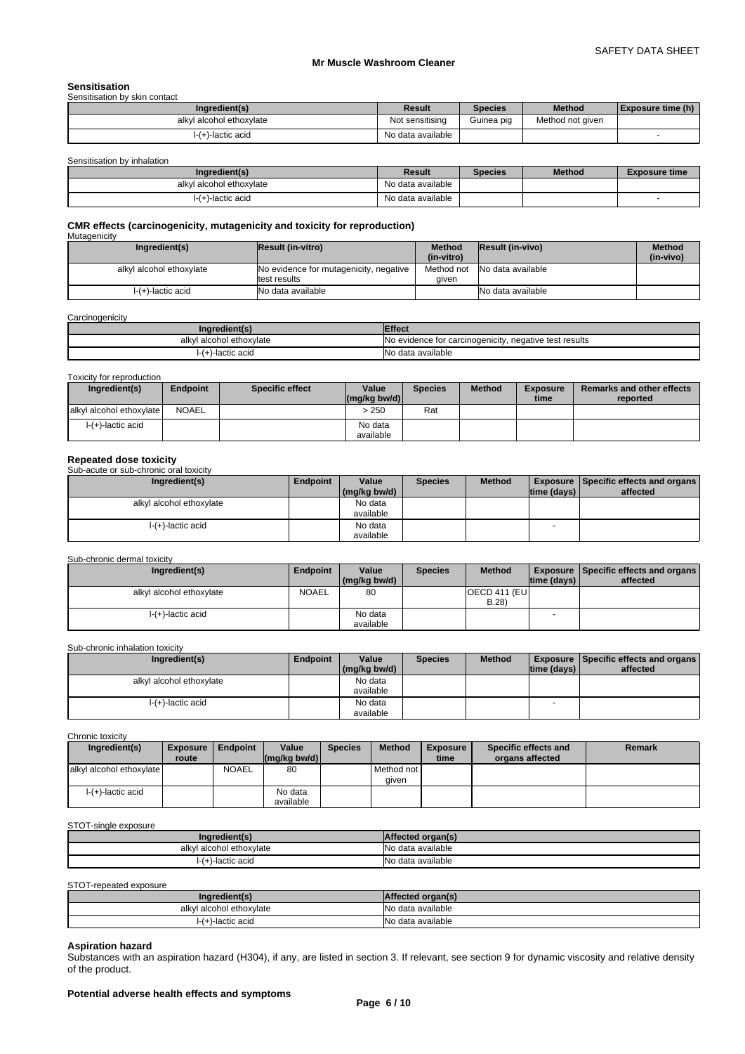### Sensitisation

Sensitisation by skin contact

| Ingredient(s) | Result | Species | Method | Exposure time (h) |
|---|---|---|---|---|
| alkyl alcohol ethoxylate | Not sensitising | Guinea pig | Method not given | |
| l-(+)-lactic acid | No data available | | | - |

Sensitisation by inhalation

| Ingredient(s) | Result | Species | Method | Exposure time |
|---|---|---|---|---|
| alkyl alcohol ethoxylate | No data available | | | |
| l-(+)-lactic acid | No data available | | | - |

### CMR effects (carcinogenicity, mutagenicity and toxicity for reproduction)

Mutagenicity

| Ingredient(s) | Result (in-vitro) | Method (in-vitro) | Result (in-vivo) | Method (in-vivo) |
|---|---|---|---|---|
| alkyl alcohol ethoxylate | No evidence for mutagenicity, negative test results | Method not given | No data available | |
| l-(+)-lactic acid | No data available | | No data available | |

Carcinogenicity

| Ingredient(s) | Effect |
|---|---|
| alkyl alcohol ethoxylate | No evidence for carcinogenicity, negative test results |
| l-(+)-lactic acid | No data available |

Toxicity for reproduction

| Ingredient(s) | Endpoint | Specific effect | Value (mg/kg bw/d) | Species | Method | Exposure time | Remarks and other effects reported |
|---|---|---|---|---|---|---|---|
| alkyl alcohol ethoxylate | NOAEL | | > 250 | Rat | | | |
| l-(+)-lactic acid | | | No data available | | | | |

### Repeated dose toxicity

Sub-acute or sub-chronic oral toxicity

| Ingredient(s) | Endpoint | Value (mg/kg bw/d) | Species | Method | Exposure time (days) | Specific effects and organs affected |
|---|---|---|---|---|---|---|
| alkyl alcohol ethoxylate | | No data available | | | | |
| l-(+)-lactic acid | | No data available | | | - | |

Sub-chronic dermal toxicity

| Ingredient(s) | Endpoint | Value (mg/kg bw/d) | Species | Method | Exposure time (days) | Specific effects and organs affected |
|---|---|---|---|---|---|---|
| alkyl alcohol ethoxylate | NOAEL | 80 | | OECD 411 (EU B.28) | | |
| l-(+)-lactic acid | | No data available | | | - | |

Sub-chronic inhalation toxicity

| Ingredient(s) | Endpoint | Value (mg/kg bw/d) | Species | Method | Exposure time (days) | Specific effects and organs affected |
|---|---|---|---|---|---|---|
| alkyl alcohol ethoxylate | | No data available | | | | |
| l-(+)-lactic acid | | No data available | | | - | |

Chronic toxicity

| Ingredient(s) | Exposure route | Endpoint | Value (mg/kg bw/d) | Species | Method | Exposure time | Specific effects and organs affected | Remark |
|---|---|---|---|---|---|---|---|---|
| alkyl alcohol ethoxylate | | NOAEL | 80 | | Method not given | | | |
| l-(+)-lactic acid | | | No data available | | | | | |

STOT-single exposure

| Ingredient(s) | Affected organ(s) |
|---|---|
| alkyl alcohol ethoxylate | No data available |
| l-(+)-lactic acid | No data available |

STOT-repeated exposure

| Ingredient(s) | Affected organ(s) |
|---|---|
| alkyl alcohol ethoxylate | No data available |
| l-(+)-lactic acid | No data available |

### Aspiration hazard

Substances with an aspiration hazard (H304), if any, are listed in section 3. If relevant, see section 9 for dynamic viscosity and relative density of the product.

### Potential adverse health effects and symptoms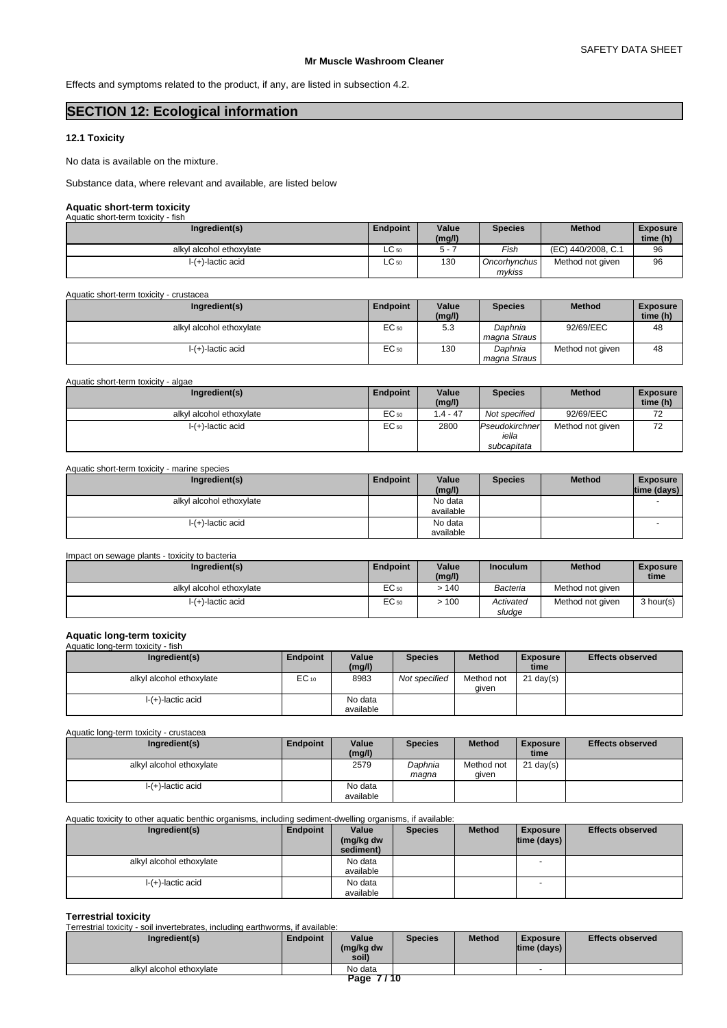Effects and symptoms related to the product, if any, are listed in subsection 4.2.

## SECTION 12: Ecological information

### 12.1 Toxicity

No data is available on the mixture.

Substance data, where relevant and available, are listed below

**Aquatic short-term toxicity**

Aquatic short-term toxicity - fish

| Ingredient(s) | Endpoint | Value (mg/l) | Species | Method | Exposure time (h) |
|---|---|---|---|---|---|
| alkyl alcohol ethoxylate | $LC_{50}$ | 5 - 7 | *Fish* | (EC) 440/2008, C.1 | 96 |
| l-(+)-lactic acid | $LC_{50}$ | 130 | *Oncorhynchus mykiss* | Method not given | 96 |

Aquatic short-term toxicity - crustacea

| Ingredient(s) | Endpoint | Value (mg/l) | Species | Method | Exposure time (h) |
|---|---|---|---|---|---|
| alkyl alcohol ethoxylate | $EC_{50}$ | 5.3 | *Daphnia magna Straus* | 92/69/EEC | 48 |
| l-(+)-lactic acid | $EC_{50}$ | 130 | *Daphnia magna Straus* | Method not given | 48 |

Aquatic short-term toxicity - algae

| Ingredient(s) | Endpoint | Value (mg/l) | Species | Method | Exposure time (h) |
|---|---|---|---|---|---|
| alkyl alcohol ethoxylate | $EC_{50}$ | 1.4 - 47 | *Not specified* | 92/69/EEC | 72 |
| l-(+)-lactic acid | $EC_{50}$ | 2800 | *Pseudokirchneriella subcapitata* | Method not given | 72 |

Aquatic short-term toxicity - marine species

| Ingredient(s) | Endpoint | Value (mg/l) | Species | Method | Exposure time (days) |
|---|---|---|---|---|---|
| alkyl alcohol ethoxylate | | No data available | | | - |
| l-(+)-lactic acid | | No data available | | | - |

Impact on sewage plants - toxicity to bacteria

| Ingredient(s) | Endpoint | Value (mg/l) | Inoculum | Method | Exposure time |
|---|---|---|---|---|---|
| alkyl alcohol ethoxylate | $EC_{50}$ | > 140 | *Bacteria* | Method not given | |
| l-(+)-lactic acid | $EC_{50}$ | > 100 | *Activated sludge* | Method not given | 3 hour(s) |

**Aquatic long-term toxicity**

Aquatic long-term toxicity - fish

| Ingredient(s) | Endpoint | Value (mg/l) | Species | Method | Exposure time | Effects observed |
|---|---|---|---|---|---|---|
| alkyl alcohol ethoxylate | $EC_{10}$ | 8983 | *Not specified* | Method not given | 21 day(s) | |
| l-(+)-lactic acid | | No data available | | | | |

Aquatic long-term toxicity - crustacea

| Ingredient(s) | Endpoint | Value (mg/l) | Species | Method | Exposure time | Effects observed |
|---|---|---|---|---|---|---|
| alkyl alcohol ethoxylate | | 2579 | *Daphnia magna* | Method not given | 21 day(s) | |
| l-(+)-lactic acid | | No data available | | | | |

Aquatic toxicity to other aquatic benthic organisms, including sediment-dwelling organisms, if available:

| Ingredient(s) | Endpoint | Value (mg/kg dw sediment) | Species | Method | Exposure time (days) | Effects observed |
|---|---|---|---|---|---|---|
| alkyl alcohol ethoxylate | | No data available | | | - | |
| l-(+)-lactic acid | | No data available | | | - | |

**Terrestrial toxicity**

Terrestrial toxicity - soil invertebrates, including earthworms, if available:

| Ingredient(s) | Endpoint | Value (mg/kg dw soil) | Species | Method | Exposure time (days) | Effects observed |
|---|---|---|---|---|---|---|
| alkyl alcohol ethoxylate | | No data | | | - | |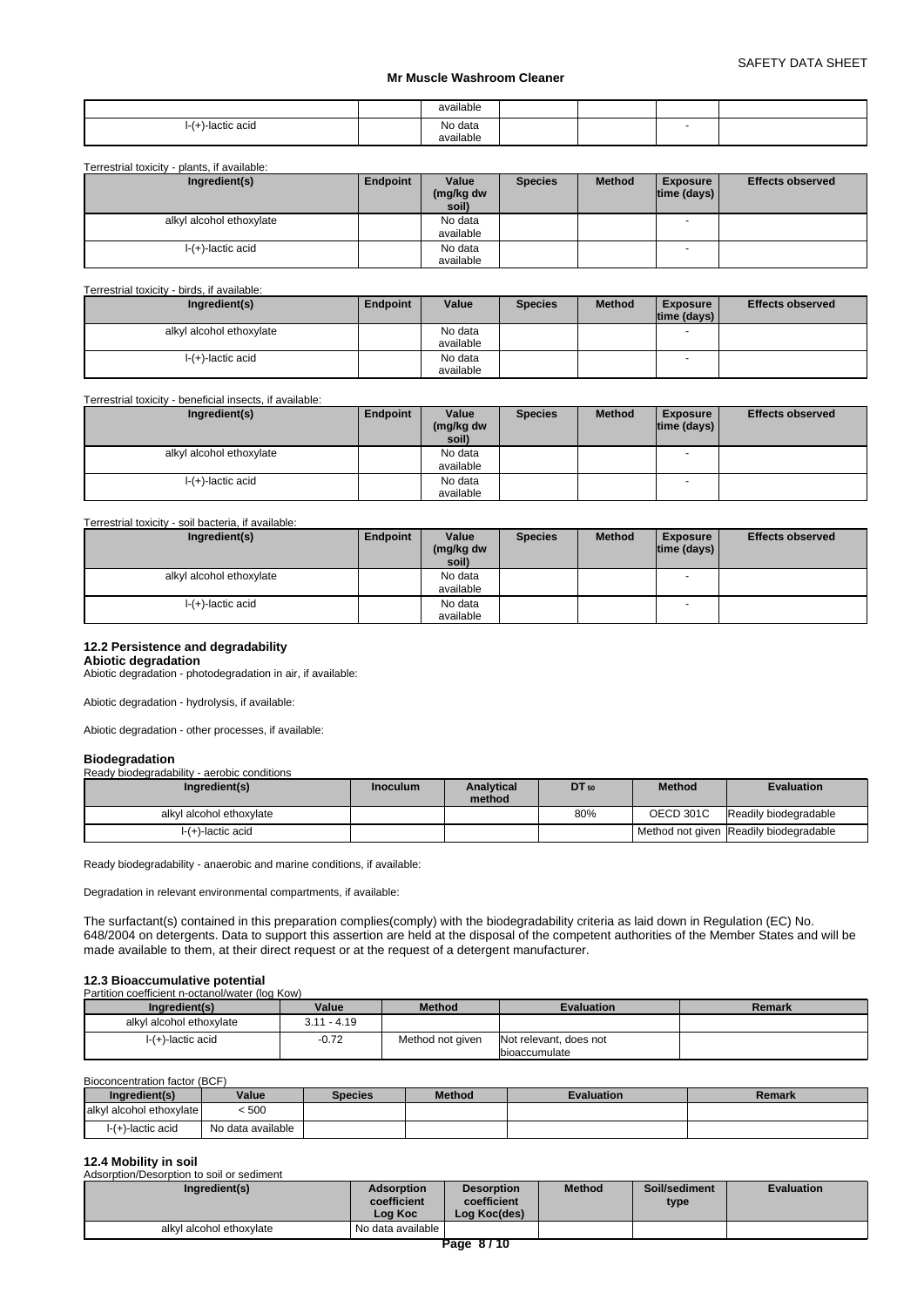| | | available | | | | |
|---|---|---|---|---|---|---|
| l-(+)-lactic acid | | No data available | | | - | |

Terrestrial toxicity - plants, if available:

| Ingredient(s) | Endpoint | Value (mg/kg dw soil) | Species | Method | Exposure time (days) | Effects observed |
|---|---|---|---|---|---|---|
| alkyl alcohol ethoxylate | | No data available | | | - | |
| l-(+)-lactic acid | | No data available | | | - | |

Terrestrial toxicity - birds, if available:

| Ingredient(s) | Endpoint | Value | Species | Method | Exposure time (days) | Effects observed |
|---|---|---|---|---|---|---|
| alkyl alcohol ethoxylate | | No data available | | | - | |
| l-(+)-lactic acid | | No data available | | | - | |

Terrestrial toxicity - beneficial insects, if available:

| Ingredient(s) | Endpoint | Value (mg/kg dw soil) | Species | Method | Exposure time (days) | Effects observed |
|---|---|---|---|---|---|---|
| alkyl alcohol ethoxylate | | No data available | | | - | |
| l-(+)-lactic acid | | No data available | | | - | |

Terrestrial toxicity - soil bacteria, if available:

| Ingredient(s) | Endpoint | Value (mg/kg dw soil) | Species | Method | Exposure time (days) | Effects observed |
|---|---|---|---|---|---|---|
| alkyl alcohol ethoxylate | | No data available | | | - | |
| l-(+)-lactic acid | | No data available | | | - | |

### 12.2 Persistence and degradability

**Abiotic degradation**

Abiotic degradation - photodegradation in air, if available:

Abiotic degradation - hydrolysis, if available:

Abiotic degradation - other processes, if available:

**Biodegradation**

Ready biodegradability - aerobic conditions

| Ingredient(s) | Inoculum | Analytical method | $DT_{50}$ | Method | Evaluation |
|---|---|---|---|---|---|
| alkyl alcohol ethoxylate | | | 80% | OECD 301C | Readily biodegradable |
| l-(+)-lactic acid | | | | Method not given | Readily biodegradable |

Ready biodegradability - anaerobic and marine conditions, if available:

Degradation in relevant environmental compartments, if available:

The surfactant(s) contained in this preparation complies(comply) with the biodegradability criteria as laid down in Regulation (EC) No. 648/2004 on detergents. Data to support this assertion are held at the disposal of the competent authorities of the Member States and will be made available to them, at their direct request or at the request of a detergent manufacturer.

### 12.3 Bioaccumulative potential

Partition coefficient n-octanol/water (log Kow)

| Ingredient(s) | Value | Method | Evaluation | Remark |
|---|---|---|---|---|
| alkyl alcohol ethoxylate | 3.11 - 4.19 | | | |
| l-(+)-lactic acid | -0.72 | Method not given | Not relevant, does not bioaccumulate | |

Bioconcentration factor (BCF)

| Ingredient(s) | Value | Species | Method | Evaluation | Remark |
|---|---|---|---|---|---|
| alkyl alcohol ethoxylate | < 500 | | | | |
| l-(+)-lactic acid | No data available | | | | |

### 12.4 Mobility in soil

Adsorption/Desorption to soil or sediment

| Ingredient(s) | Adsorption coefficient Log Koc | Desorption coefficient Log Koc(des) | Method | Soil/sediment type | Evaluation |
|---|---|---|---|---|---|
| alkyl alcohol ethoxylate | No data available | | | | |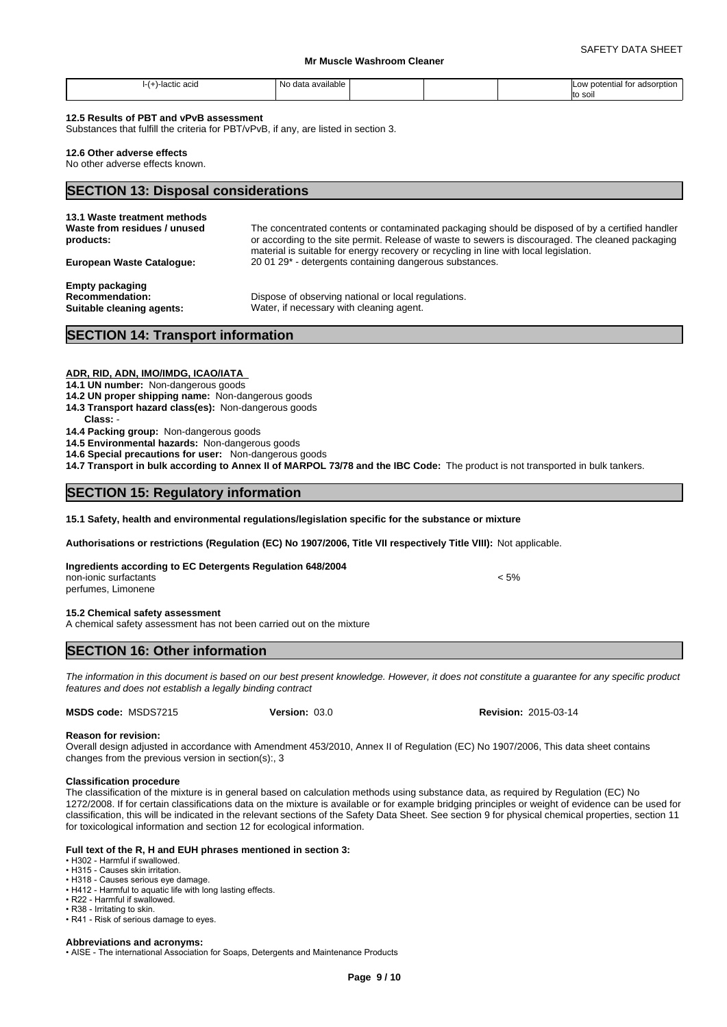| l-(+)-lactic acid | No data available | | | | Low potential for adsorption to soil |
|---|---|---|---|---|---|

**12.5 Results of PBT and vPvB assessment**
Substances that fulfill the criteria for PBT/vPvB, if any, are listed in section 3.

**12.6 Other adverse effects**
No other adverse effects known.

## SECTION 13: Disposal considerations

**13.1 Waste treatment methods**

**Waste from residues / unused products:** The concentrated contents or contaminated packaging should be disposed of by a certified handler or according to the site permit. Release of waste to sewers is discouraged. The cleaned packaging material is suitable for energy recovery or recycling in line with local legislation.

**European Waste Catalogue:** 20 01 29* - detergents containing dangerous substances.

**Empty packaging**

**Recommendation:** Dispose of observing national or local regulations.

**Suitable cleaning agents:** Water, if necessary with cleaning agent.

## SECTION 14: Transport information

**ADR, RID, ADN, IMO/IMDG, ICAO/IATA**

**14.1 UN number:** Non-dangerous goods
**14.2 UN proper shipping name:** Non-dangerous goods
**14.3 Transport hazard class(es):** Non-dangerous goods
**Class:** -
**14.4 Packing group:** Non-dangerous goods
**14.5 Environmental hazards:** Non-dangerous goods
**14.6 Special precautions for user:** Non-dangerous goods
**14.7 Transport in bulk according to Annex II of MARPOL 73/78 and the IBC Code:** The product is not transported in bulk tankers.

## SECTION 15: Regulatory information

**15.1 Safety, health and environmental regulations/legislation specific for the substance or mixture**

**Authorisations or restrictions (Regulation (EC) No 1907/2006, Title VII respectively Title VIII):** Not applicable.

**Ingredients according to EC Detergents Regulation 648/2004**

| | |
|---|---|
| non-ionic surfactants | < 5% |
| perfumes, Limonene | |

**15.2 Chemical safety assessment**
A chemical safety assessment has not been carried out on the mixture

## SECTION 16: Other information

*The information in this document is based on our best present knowledge. However, it does not constitute a guarantee for any specific product features and does not establish a legally binding contract*

**MSDS code:** MSDS7215 **Version:** 03.0 **Revision:** 2015-03-14

**Reason for revision:**
Overall design adjusted in accordance with Amendment 453/2010, Annex II of Regulation (EC) No 1907/2006, This data sheet contains changes from the previous version in section(s):, 3

**Classification procedure**
The classification of the mixture is in general based on calculation methods using substance data, as required by Regulation (EC) No 1272/2008. If for certain classifications data on the mixture is available or for example bridging principles or weight of evidence can be used for classification, this will be indicated in the relevant sections of the Safety Data Sheet. See section 9 for physical chemical properties, section 11 for toxicological information and section 12 for ecological information.

**Full text of the R, H and EUH phrases mentioned in section 3:**

- H302 - Harmful if swallowed.
- H315 - Causes skin irritation.
- H318 - Causes serious eye damage.
- H412 - Harmful to aquatic life with long lasting effects.
- R22 - Harmful if swallowed.
- R38 - Irritating to skin.
- R41 - Risk of serious damage to eyes.

**Abbreviations and acronyms:**

- AISE - The international Association for Soaps, Detergents and Maintenance Products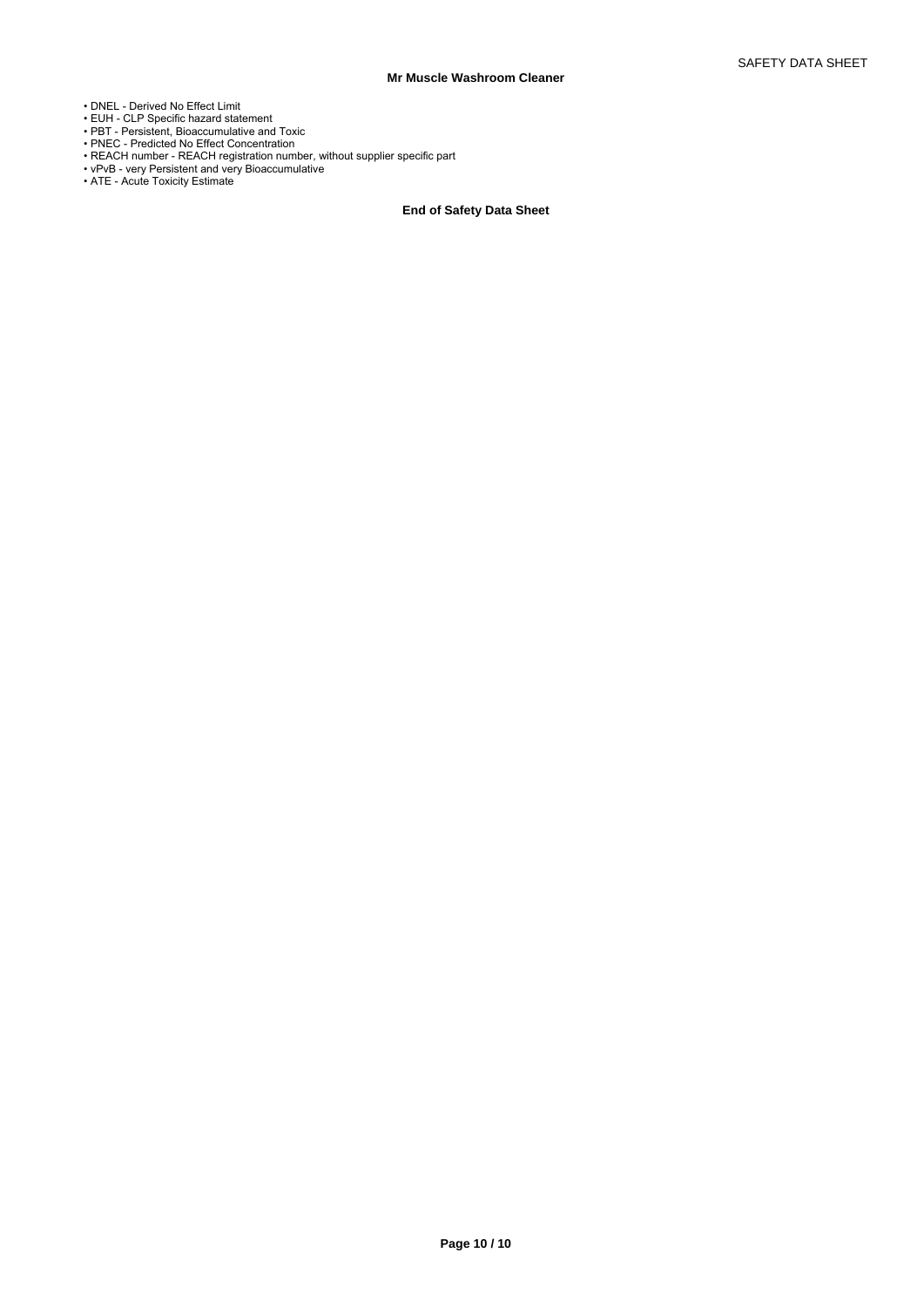- DNEL - Derived No Effect Limit
- EUH - CLP Specific hazard statement
- PBT - Persistent, Bioaccumulative and Toxic
- PNEC - Predicted No Effect Concentration
- REACH number - REACH registration number, without supplier specific part
- vPvB - very Persistent and very Bioaccumulative
- ATE - Acute Toxicity Estimate

**End of Safety Data Sheet**